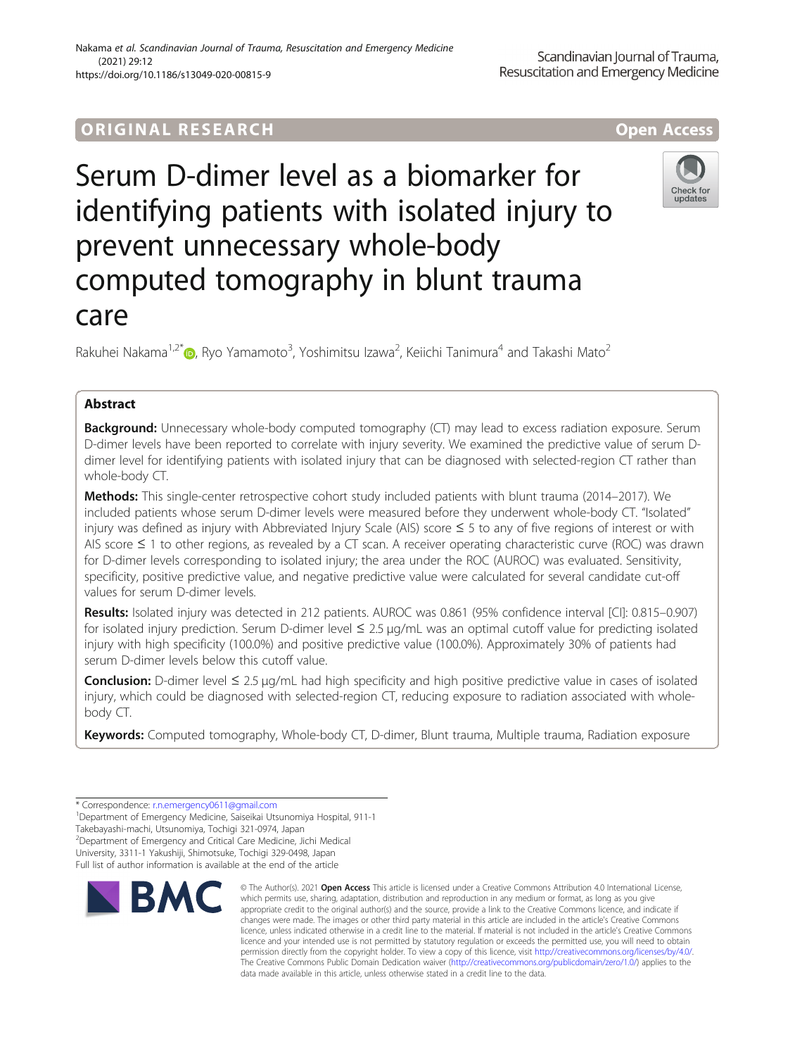ORIGINAL RESEARCH

Open Access

# Serum D-dimer level as a biomarker for identifying patients with isolated injury to prevent unnecessary whole-body computed tomography in blunt trauma care

Rakuhei Nakama[1,2*], Ryo Yamamoto[3], Yoshimitsu Izawa[2], Keiichi Tanimura[4] and Takashi Mato[2]

## Abstract

**Background:** Unnecessary whole-body computed tomography (CT) may lead to excess radiation exposure. Serum D-dimer levels have been reported to correlate with injury severity. We examined the predictive value of serum D-dimer level for identifying patients with isolated injury that can be diagnosed with selected-region CT rather than whole-body CT.

**Methods:** This single-center retrospective cohort study included patients with blunt trauma (2014–2017). We included patients whose serum D-dimer levels were measured before they underwent whole-body CT. "Isolated" injury was defined as injury with Abbreviated Injury Scale (AIS) score ≤ 5 to any of five regions of interest or with AIS score ≤ 1 to other regions, as revealed by a CT scan. A receiver operating characteristic curve (ROC) was drawn for D-dimer levels corresponding to isolated injury; the area under the ROC (AUROC) was evaluated. Sensitivity, specificity, positive predictive value, and negative predictive value were calculated for several candidate cut-off values for serum D-dimer levels.

**Results:** Isolated injury was detected in 212 patients. AUROC was 0.861 (95% confidence interval [CI]: 0.815–0.907) for isolated injury prediction. Serum D-dimer level ≤ 2.5 μg/mL was an optimal cutoff value for predicting isolated injury with high specificity (100.0%) and positive predictive value (100.0%). Approximately 30% of patients had serum D-dimer levels below this cutoff value.

**Conclusion:** D-dimer level ≤ 2.5 μg/mL had high specificity and high positive predictive value in cases of isolated injury, which could be diagnosed with selected-region CT, reducing exposure to radiation associated with whole-body CT.

**Keywords:** Computed tomography, Whole-body CT, D-dimer, Blunt trauma, Multiple trauma, Radiation exposure

\* Correspondence: r.n.emergency0611@gmail.com

[1]Department of Emergency Medicine, Saiseikai Utsunomiya Hospital, 911-1 Takebayashi-machi, Utsunomiya, Tochigi 321-0974, Japan

[2]Department of Emergency and Critical Care Medicine, Jichi Medical University, 3311-1 Yakushiji, Shimotsuke, Tochigi 329-0498, Japan

Full list of author information is available at the end of the article

© The Author(s). 2021 **Open Access** This article is licensed under a Creative Commons Attribution 4.0 International License, which permits use, sharing, adaptation, distribution and reproduction in any medium or format, as long as you give appropriate credit to the original author(s) and the source, provide a link to the Creative Commons licence, and indicate if changes were made. The images or other third party material in this article are included in the article's Creative Commons licence, unless indicated otherwise in a credit line to the material. If material is not included in the article's Creative Commons licence and your intended use is not permitted by statutory regulation or exceeds the permitted use, you will need to obtain permission directly from the copyright holder. To view a copy of this licence, visit http://creativecommons.org/licenses/by/4.0/. The Creative Commons Public Domain Dedication waiver (http://creativecommons.org/publicdomain/zero/1.0/) applies to the data made available in this article, unless otherwise stated in a credit line to the data.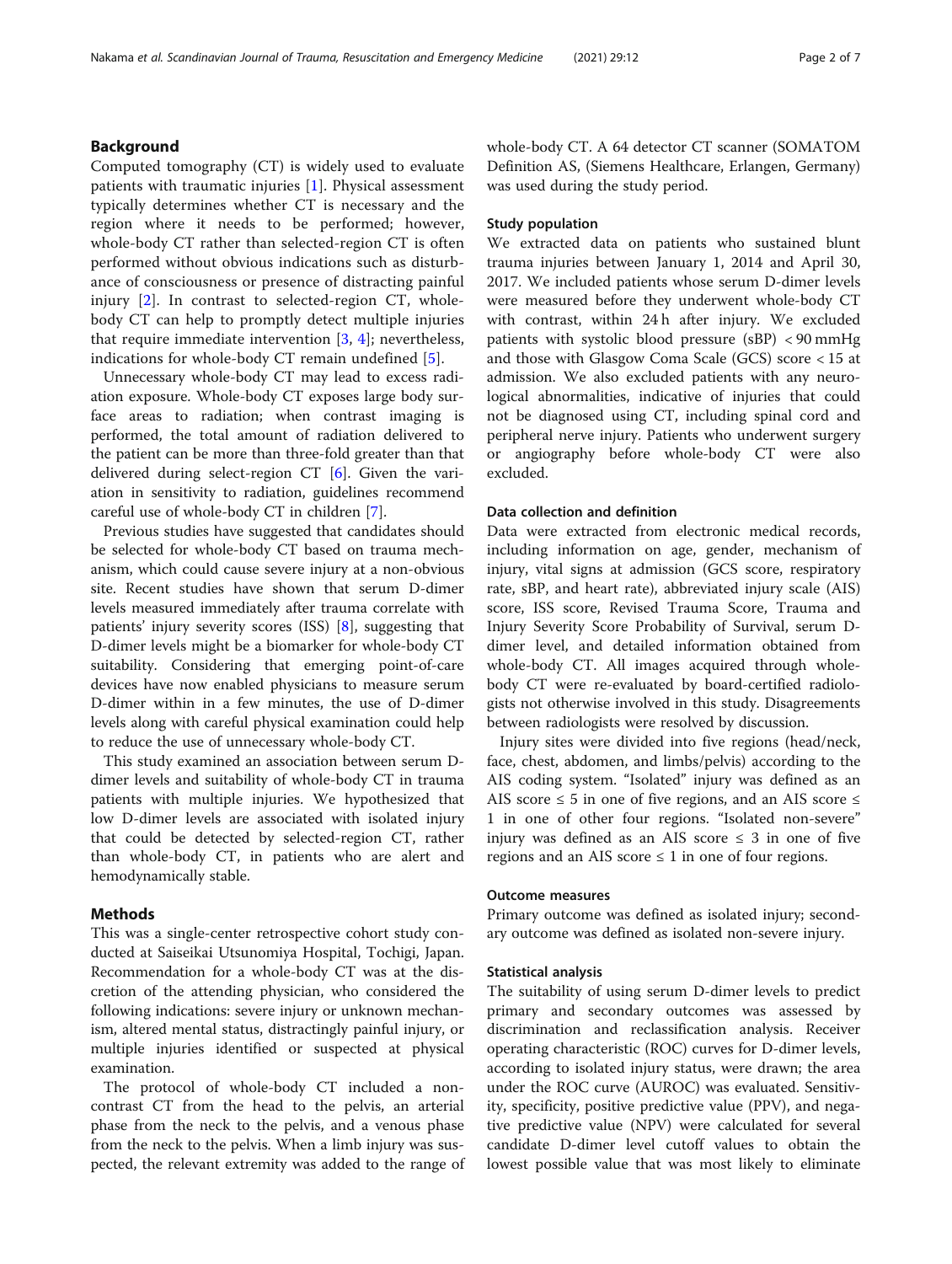## Background

Computed tomography (CT) is widely used to evaluate patients with traumatic injuries [1]. Physical assessment typically determines whether CT is necessary and the region where it needs to be performed; however, whole-body CT rather than selected-region CT is often performed without obvious indications such as disturbance of consciousness or presence of distracting painful injury [2]. In contrast to selected-region CT, whole-body CT can help to promptly detect multiple injuries that require immediate intervention [3, 4]; nevertheless, indications for whole-body CT remain undefined [5].

Unnecessary whole-body CT may lead to excess radiation exposure. Whole-body CT exposes large body surface areas to radiation; when contrast imaging is performed, the total amount of radiation delivered to the patient can be more than three-fold greater than that delivered during select-region CT [6]. Given the variation in sensitivity to radiation, guidelines recommend careful use of whole-body CT in children [7].

Previous studies have suggested that candidates should be selected for whole-body CT based on trauma mechanism, which could cause severe injury at a non-obvious site. Recent studies have shown that serum D-dimer levels measured immediately after trauma correlate with patients' injury severity scores (ISS) [8], suggesting that D-dimer levels might be a biomarker for whole-body CT suitability. Considering that emerging point-of-care devices have now enabled physicians to measure serum D-dimer within in a few minutes, the use of D-dimer levels along with careful physical examination could help to reduce the use of unnecessary whole-body CT.

This study examined an association between serum D-dimer levels and suitability of whole-body CT in trauma patients with multiple injuries. We hypothesized that low D-dimer levels are associated with isolated injury that could be detected by selected-region CT, rather than whole-body CT, in patients who are alert and hemodynamically stable.

## Methods

This was a single-center retrospective cohort study conducted at Saiseikai Utsunomiya Hospital, Tochigi, Japan. Recommendation for a whole-body CT was at the discretion of the attending physician, who considered the following indications: severe injury or unknown mechanism, altered mental status, distractingly painful injury, or multiple injuries identified or suspected at physical examination.

The protocol of whole-body CT included a non-contrast CT from the head to the pelvis, an arterial phase from the neck to the pelvis, and a venous phase from the neck to the pelvis. When a limb injury was suspected, the relevant extremity was added to the range of whole-body CT. A 64 detector CT scanner (SOMATOM Definition AS, (Siemens Healthcare, Erlangen, Germany) was used during the study period.

### Study population

We extracted data on patients who sustained blunt trauma injuries between January 1, 2014 and April 30, 2017. We included patients whose serum D-dimer levels were measured before they underwent whole-body CT with contrast, within 24 h after injury. We excluded patients with systolic blood pressure (sBP) < 90 mmHg and those with Glasgow Coma Scale (GCS) score < 15 at admission. We also excluded patients with any neurological abnormalities, indicative of injuries that could not be diagnosed using CT, including spinal cord and peripheral nerve injury. Patients who underwent surgery or angiography before whole-body CT were also excluded.

### Data collection and definition

Data were extracted from electronic medical records, including information on age, gender, mechanism of injury, vital signs at admission (GCS score, respiratory rate, sBP, and heart rate), abbreviated injury scale (AIS) score, ISS score, Revised Trauma Score, Trauma and Injury Severity Score Probability of Survival, serum D-dimer level, and detailed information obtained from whole-body CT. All images acquired through whole-body CT were re-evaluated by board-certified radiologists not otherwise involved in this study. Disagreements between radiologists were resolved by discussion.

Injury sites were divided into five regions (head/neck, face, chest, abdomen, and limbs/pelvis) according to the AIS coding system. "Isolated" injury was defined as an AIS score ≤ 5 in one of five regions, and an AIS score ≤ 1 in one of other four regions. "Isolated non-severe" injury was defined as an AIS score ≤ 3 in one of five regions and an AIS score ≤ 1 in one of four regions.

### Outcome measures

Primary outcome was defined as isolated injury; secondary outcome was defined as isolated non-severe injury.

### Statistical analysis

The suitability of using serum D-dimer levels to predict primary and secondary outcomes was assessed by discrimination and reclassification analysis. Receiver operating characteristic (ROC) curves for D-dimer levels, according to isolated injury status, were drawn; the area under the ROC curve (AUROC) was evaluated. Sensitivity, specificity, positive predictive value (PPV), and negative predictive value (NPV) were calculated for several candidate D-dimer level cutoff values to obtain the lowest possible value that was most likely to eliminate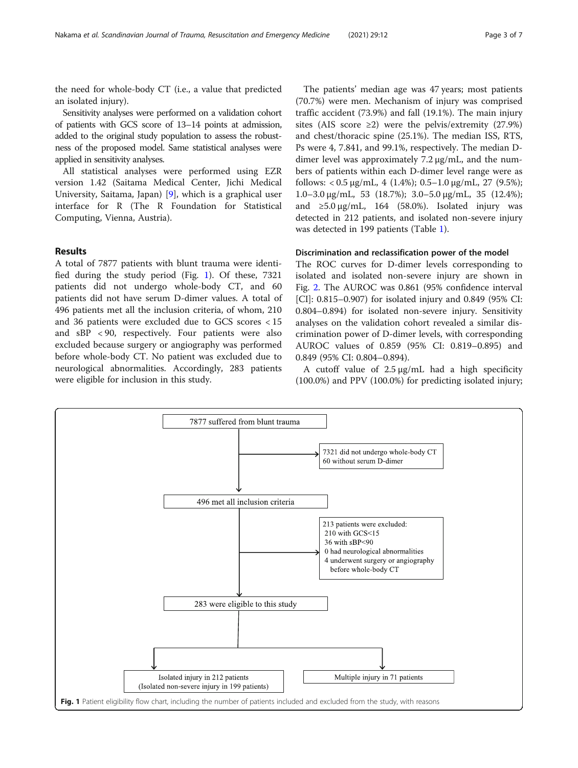the need for whole-body CT (i.e., a value that predicted an isolated injury).

Sensitivity analyses were performed on a validation cohort of patients with GCS score of 13–14 points at admission, added to the original study population to assess the robustness of the proposed model. Same statistical analyses were applied in sensitivity analyses.

All statistical analyses were performed using EZR version 1.42 (Saitama Medical Center, Jichi Medical University, Saitama, Japan) [9], which is a graphical user interface for R (The R Foundation for Statistical Computing, Vienna, Austria).

## Results

A total of 7877 patients with blunt trauma were identified during the study period (Fig. 1). Of these, 7321 patients did not undergo whole-body CT, and 60 patients did not have serum D-dimer values. A total of 496 patients met all the inclusion criteria, of whom, 210 and 36 patients were excluded due to GCS scores < 15 and sBP < 90, respectively. Four patients were also excluded because surgery or angiography was performed before whole-body CT. No patient was excluded due to neurological abnormalities. Accordingly, 283 patients were eligible for inclusion in this study.

The patients' median age was 47 years; most patients (70.7%) were men. Mechanism of injury was comprised traffic accident (73.9%) and fall (19.1%). The main injury sites (AIS score ≥2) were the pelvis/extremity (27.9%) and chest/thoracic spine (25.1%). The median ISS, RTS, Ps were 4, 7.841, and 99.1%, respectively. The median D-dimer level was approximately 7.2 μg/mL, and the numbers of patients within each D-dimer level range were as follows: < 0.5 μg/mL, 4 (1.4%); 0.5–1.0 μg/mL, 27 (9.5%); 1.0–3.0 μg/mL, 53 (18.7%); 3.0–5.0 μg/mL, 35 (12.4%); and ≥5.0 μg/mL, 164 (58.0%). Isolated injury was detected in 212 patients, and isolated non-severe injury was detected in 199 patients (Table 1).

### Discrimination and reclassification power of the model

The ROC curves for D-dimer levels corresponding to isolated and isolated non-severe injury are shown in Fig. 2. The AUROC was 0.861 (95% confidence interval [CI]: 0.815–0.907) for isolated injury and 0.849 (95% CI: 0.804–0.894) for isolated non-severe injury. Sensitivity analyses on the validation cohort revealed a similar discrimination power of D-dimer levels, with corresponding AUROC values of 0.859 (95% CI: 0.819–0.895) and 0.849 (95% CI: 0.804–0.894).

A cutoff value of 2.5 μg/mL had a high specificity (100.0%) and PPV (100.0%) for predicting isolated injury;

7877 suffered from blunt trauma
→ 7321 did not undergo whole-body CT; 60 without serum D-dimer
496 met all inclusion criteria
→ 213 patients were excluded: 210 with GCS<15; 36 with sBP<90; 0 had neurological abnormalities; 4 underwent surgery or angiography before whole-body CT
283 were eligible to this study
Isolated injury in 212 patients (Isolated non-severe injury in 199 patients) | Multiple injury in 71 patients

**Fig. 1** Patient eligibility flow chart, including the number of patients included and excluded from the study, with reasons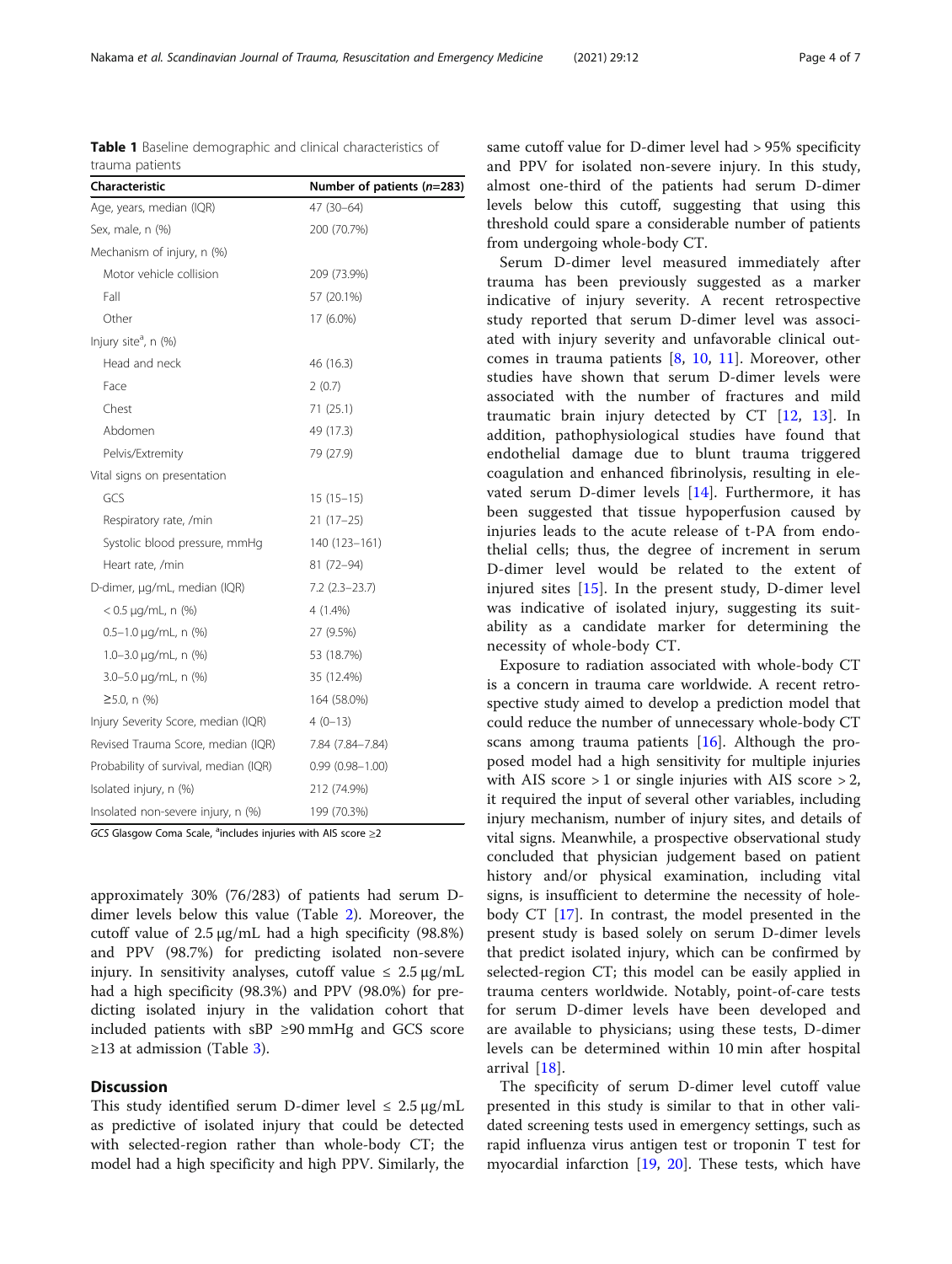**Table 1** Baseline demographic and clinical characteristics of trauma patients

| Characteristic | Number of patients (n=283) |
|---|---|
| Age, years, median (IQR) | 47 (30–64) |
| Sex, male, n (%) | 200 (70.7%) |
| Mechanism of injury, n (%) | |
| Motor vehicle collision | 209 (73.9%) |
| Fall | 57 (20.1%) |
| Other | 17 (6.0%) |
| Injury site[a], n (%) | |
| Head and neck | 46 (16.3) |
| Face | 2 (0.7) |
| Chest | 71 (25.1) |
| Abdomen | 49 (17.3) |
| Pelvis/Extremity | 79 (27.9) |
| Vital signs on presentation | |
| GCS | 15 (15–15) |
| Respiratory rate, /min | 21 (17–25) |
| Systolic blood pressure, mmHg | 140 (123–161) |
| Heart rate, /min | 81 (72–94) |
| D-dimer, μg/mL, median (IQR) | 7.2 (2.3–23.7) |
| < 0.5 μg/mL, n (%) | 4 (1.4%) |
| 0.5–1.0 μg/mL, n (%) | 27 (9.5%) |
| 1.0–3.0 μg/mL, n (%) | 53 (18.7%) |
| 3.0–5.0 μg/mL, n (%) | 35 (12.4%) |
| ≥5.0, n (%) | 164 (58.0%) |
| Injury Severity Score, median (IQR) | 4 (0–13) |
| Revised Trauma Score, median (IQR) | 7.84 (7.84–7.84) |
| Probability of survival, median (IQR) | 0.99 (0.98–1.00) |
| Isolated injury, n (%) | 212 (74.9%) |
| Insolated non-severe injury, n (%) | 199 (70.3%) |

*GCS* Glasgow Coma Scale, [a]includes injuries with AIS score ≥2

approximately 30% (76/283) of patients had serum D-dimer levels below this value (Table 2). Moreover, the cutoff value of 2.5 μg/mL had a high specificity (98.8%) and PPV (98.7%) for predicting isolated non-severe injury. In sensitivity analyses, cutoff value ≤ 2.5 μg/mL had a high specificity (98.3%) and PPV (98.0%) for predicting isolated injury in the validation cohort that included patients with sBP ≥90 mmHg and GCS score ≥13 at admission (Table 3).

## Discussion

This study identified serum D-dimer level ≤ 2.5 μg/mL as predictive of isolated injury that could be detected with selected-region rather than whole-body CT; the model had a high specificity and high PPV. Similarly, the same cutoff value for D-dimer level had > 95% specificity and PPV for isolated non-severe injury. In this study, almost one-third of the patients had serum D-dimer levels below this cutoff, suggesting that using this threshold could spare a considerable number of patients from undergoing whole-body CT.

Serum D-dimer level measured immediately after trauma has been previously suggested as a marker indicative of injury severity. A recent retrospective study reported that serum D-dimer level was associated with injury severity and unfavorable clinical outcomes in trauma patients [8, 10, 11]. Moreover, other studies have shown that serum D-dimer levels were associated with the number of fractures and mild traumatic brain injury detected by CT [12, 13]. In addition, pathophysiological studies have found that endothelial damage due to blunt trauma triggered coagulation and enhanced fibrinolysis, resulting in elevated serum D-dimer levels [14]. Furthermore, it has been suggested that tissue hypoperfusion caused by injuries leads to the acute release of t-PA from endothelial cells; thus, the degree of increment in serum D-dimer level would be related to the extent of injured sites [15]. In the present study, D-dimer level was indicative of isolated injury, suggesting its suitability as a candidate marker for determining the necessity of whole-body CT.

Exposure to radiation associated with whole-body CT is a concern in trauma care worldwide. A recent retrospective study aimed to develop a prediction model that could reduce the number of unnecessary whole-body CT scans among trauma patients [16]. Although the proposed model had a high sensitivity for multiple injuries with AIS score > 1 or single injuries with AIS score > 2, it required the input of several other variables, including injury mechanism, number of injury sites, and details of vital signs. Meanwhile, a prospective observational study concluded that physician judgement based on patient history and/or physical examination, including vital signs, is insufficient to determine the necessity of hole-body CT [17]. In contrast, the model presented in the present study is based solely on serum D-dimer levels that predict isolated injury, which can be confirmed by selected-region CT; this model can be easily applied in trauma centers worldwide. Notably, point-of-care tests for serum D-dimer levels have been developed and are available to physicians; using these tests, D-dimer levels can be determined within 10 min after hospital arrival [18].

The specificity of serum D-dimer level cutoff value presented in this study is similar to that in other validated screening tests used in emergency settings, such as rapid influenza virus antigen test or troponin T test for myocardial infarction [19, 20]. These tests, which have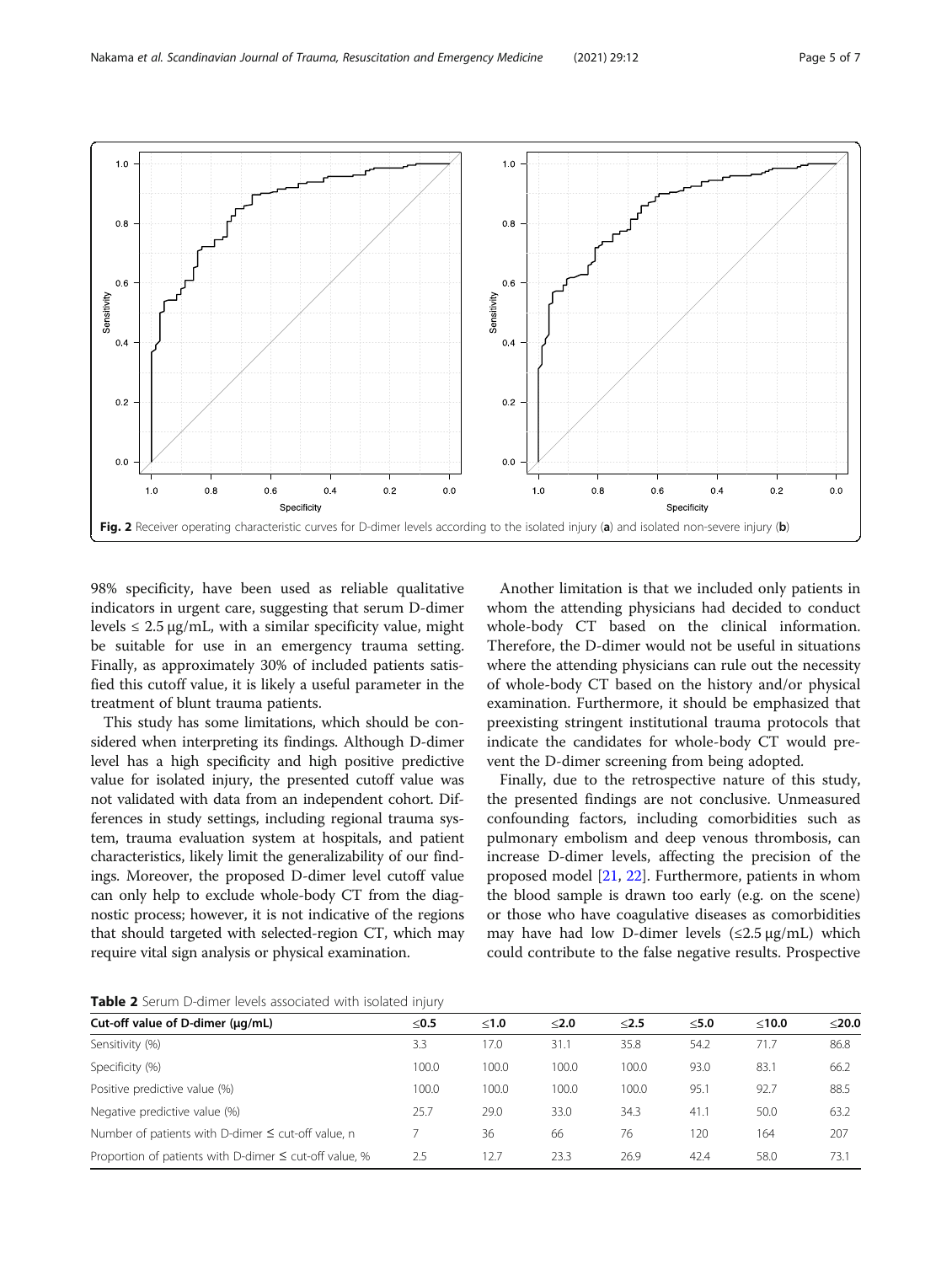Fig. 2 Receiver operating characteristic curves for D-dimer levels according to the isolated injury (**a**) and isolated non-severe injury (**b**)

98% specificity, have been used as reliable qualitative indicators in urgent care, suggesting that serum D-dimer levels ≤ 2.5 μg/mL, with a similar specificity value, might be suitable for use in an emergency trauma setting. Finally, as approximately 30% of included patients satisfied this cutoff value, it is likely a useful parameter in the treatment of blunt trauma patients.

This study has some limitations, which should be considered when interpreting its findings. Although D-dimer level has a high specificity and high positive predictive value for isolated injury, the presented cutoff value was not validated with data from an independent cohort. Differences in study settings, including regional trauma system, trauma evaluation system at hospitals, and patient characteristics, likely limit the generalizability of our findings. Moreover, the proposed D-dimer level cutoff value can only help to exclude whole-body CT from the diagnostic process; however, it is not indicative of the regions that should targeted with selected-region CT, which may require vital sign analysis or physical examination.

Another limitation is that we included only patients in whom the attending physicians had decided to conduct whole-body CT based on the clinical information. Therefore, the D-dimer would not be useful in situations where the attending physicians can rule out the necessity of whole-body CT based on the history and/or physical examination. Furthermore, it should be emphasized that preexisting stringent institutional trauma protocols that indicate the candidates for whole-body CT would prevent the D-dimer screening from being adopted.

Finally, due to the retrospective nature of this study, the presented findings are not conclusive. Unmeasured confounding factors, including comorbidities such as pulmonary embolism and deep venous thrombosis, can increase D-dimer levels, affecting the precision of the proposed model [21, 22]. Furthermore, patients in whom the blood sample is drawn too early (e.g. on the scene) or those who have coagulative diseases as comorbidities may have had low D-dimer levels (≤2.5 μg/mL) which could contribute to the false negative results. Prospective

**Table 2** Serum D-dimer levels associated with isolated injury

| Cut-off value of D-dimer (μg/mL) | ≤0.5 | ≤1.0 | ≤2.0 | ≤2.5 | ≤5.0 | ≤10.0 | ≤20.0 |
|---|---|---|---|---|---|---|---|
| Sensitivity (%) | 3.3 | 17.0 | 31.1 | 35.8 | 54.2 | 71.7 | 86.8 |
| Specificity (%) | 100.0 | 100.0 | 100.0 | 100.0 | 93.0 | 83.1 | 66.2 |
| Positive predictive value (%) | 100.0 | 100.0 | 100.0 | 100.0 | 95.1 | 92.7 | 88.5 |
| Negative predictive value (%) | 25.7 | 29.0 | 33.0 | 34.3 | 41.1 | 50.0 | 63.2 |
| Number of patients with D-dimer ≤ cut-off value, n | 7 | 36 | 66 | 76 | 120 | 164 | 207 |
| Proportion of patients with D-dimer ≤ cut-off value, % | 2.5 | 12.7 | 23.3 | 26.9 | 42.4 | 58.0 | 73.1 |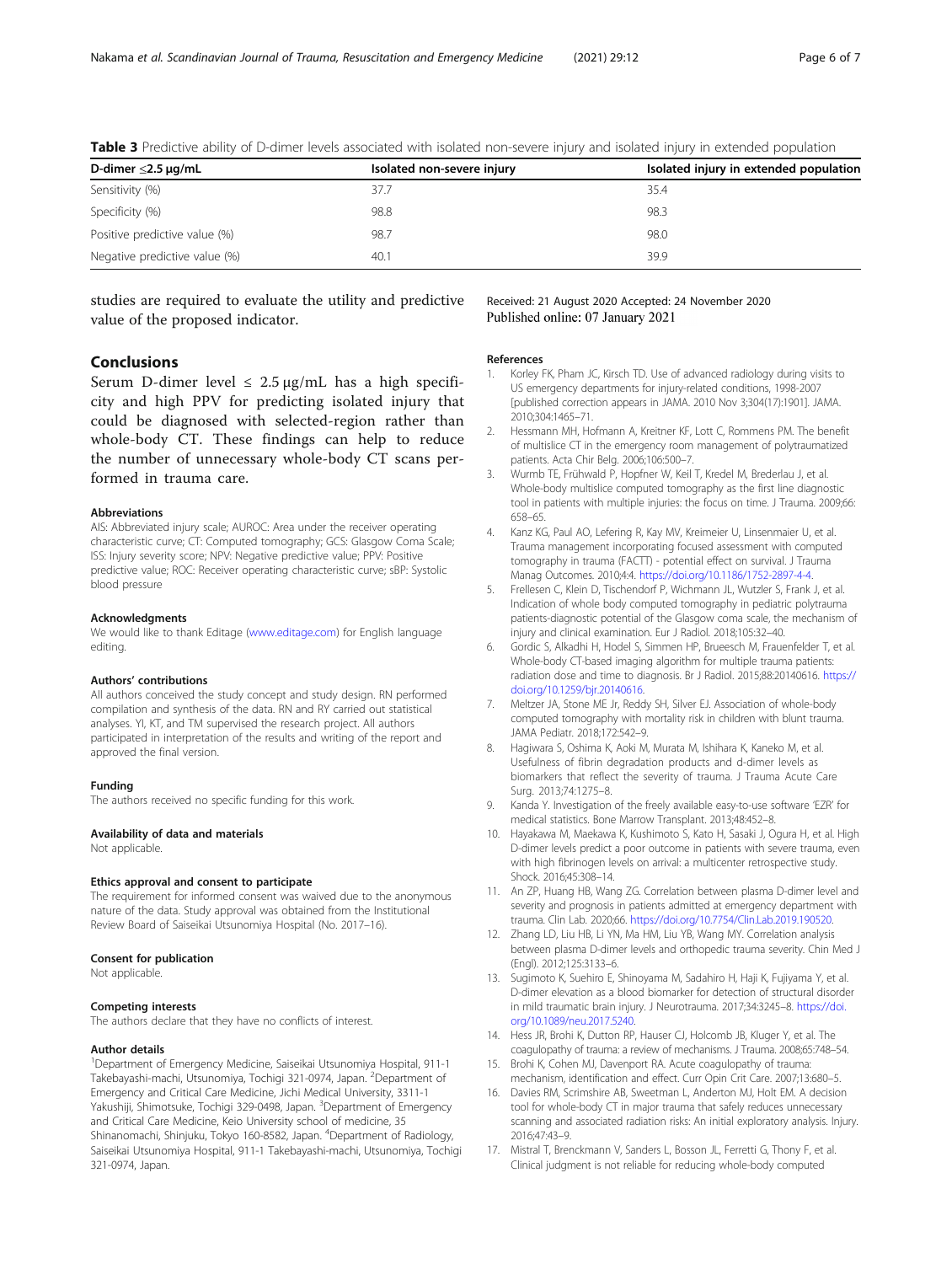**Table 3** Predictive ability of D-dimer levels associated with isolated non-severe injury and isolated injury in extended population

| D-dimer ≤2.5 μg/mL | Isolated non-severe injury | Isolated injury in extended population |
|---|---|---|
| Sensitivity (%) | 37.7 | 35.4 |
| Specificity (%) | 98.8 | 98.3 |
| Positive predictive value (%) | 98.7 | 98.0 |
| Negative predictive value (%) | 40.1 | 39.9 |

studies are required to evaluate the utility and predictive value of the proposed indicator.

## Conclusions

Serum D-dimer level ≤ 2.5 μg/mL has a high specificity and high PPV for predicting isolated injury that could be diagnosed with selected-region rather than whole-body CT. These findings can help to reduce the number of unnecessary whole-body CT scans performed in trauma care.

### Abbreviations

AIS: Abbreviated injury scale; AUROC: Area under the receiver operating characteristic curve; CT: Computed tomography; GCS: Glasgow Coma Scale; ISS: Injury severity score; NPV: Negative predictive value; PPV: Positive predictive value; ROC: Receiver operating characteristic curve; sBP: Systolic blood pressure

### Acknowledgments

We would like to thank Editage (www.editage.com) for English language editing.

### Authors' contributions

All authors conceived the study concept and study design. RN performed compilation and synthesis of the data. RN and RY carried out statistical analyses. YI, KT, and TM supervised the research project. All authors participated in interpretation of the results and writing of the report and approved the final version.

### Funding

The authors received no specific funding for this work.

### Availability of data and materials

Not applicable.

### Ethics approval and consent to participate

The requirement for informed consent was waived due to the anonymous nature of the data. Study approval was obtained from the Institutional Review Board of Saiseikai Utsunomiya Hospital (No. 2017–16).

### Consent for publication

Not applicable.

### Competing interests

The authors declare that they have no conflicts of interest.

### Author details

[1]Department of Emergency Medicine, Saiseikai Utsunomiya Hospital, 911-1 Takebayashi-machi, Utsunomiya, Tochigi 321-0974, Japan. [2]Department of Emergency and Critical Care Medicine, Jichi Medical University, 3311-1 Yakushiji, Shimotsuke, Tochigi 329-0498, Japan. [3]Department of Emergency and Critical Care Medicine, Keio University school of medicine, 35 Shinanomachi, Shinjuku, Tokyo 160-8582, Japan. [4]Department of Radiology, Saiseikai Utsunomiya Hospital, 911-1 Takebayashi-machi, Utsunomiya, Tochigi 321-0974, Japan.

Received: 21 August 2020 Accepted: 24 November 2020
Published online: 07 January 2021

### References

1. Korley FK, Pham JC, Kirsch TD. Use of advanced radiology during visits to US emergency departments for injury-related conditions, 1998-2007 [published correction appears in JAMA. 2010 Nov 3;304(17):1901]. JAMA. 2010;304:1465–71.
2. Hessmann MH, Hofmann A, Kreitner KF, Lott C, Rommens PM. The benefit of multislice CT in the emergency room management of polytraumatized patients. Acta Chir Belg. 2006;106:500–7.
3. Wurmb TE, Frühwald P, Hopfner W, Keil T, Kredel M, Brederlau J, et al. Whole-body multislice computed tomography as the first line diagnostic tool in patients with multiple injuries: the focus on time. J Trauma. 2009;66: 658–65.
4. Kanz KG, Paul AO, Lefering R, Kay MV, Kreimeier U, Linsenmaier U, et al. Trauma management incorporating focused assessment with computed tomography in trauma (FACTT) - potential effect on survival. J Trauma Manag Outcomes. 2010;4:4. https://doi.org/10.1186/1752-2897-4-4.
5. Frellesen C, Klein D, Tischendorf P, Wichmann JL, Wutzler S, Frank J, et al. Indication of whole body computed tomography in pediatric polytrauma patients-diagnostic potential of the Glasgow coma scale, the mechanism of injury and clinical examination. Eur J Radiol. 2018;105:32–40.
6. Gordic S, Alkadhi H, Hodel S, Simmen HP, Brueesch M, Frauenfelder T, et al. Whole-body CT-based imaging algorithm for multiple trauma patients: radiation dose and time to diagnosis. Br J Radiol. 2015;88:20140616. https://doi.org/10.1259/bjr.20140616.
7. Meltzer JA, Stone ME Jr, Reddy SH, Silver EJ. Association of whole-body computed tomography with mortality risk in children with blunt trauma. JAMA Pediatr. 2018;172:542–9.
8. Hagiwara S, Oshima K, Aoki M, Murata M, Ishihara K, Kaneko M, et al. Usefulness of fibrin degradation products and d-dimer levels as biomarkers that reflect the severity of trauma. J Trauma Acute Care Surg. 2013;74:1275–8.
9. Kanda Y. Investigation of the freely available easy-to-use software 'EZR' for medical statistics. Bone Marrow Transplant. 2013;48:452–8.
10. Hayakawa M, Maekawa K, Kushimoto S, Kato H, Sasaki J, Ogura H, et al. High D-dimer levels predict a poor outcome in patients with severe trauma, even with high fibrinogen levels on arrival: a multicenter retrospective study. Shock. 2016;45:308–14.
11. An ZP, Huang HB, Wang ZG. Correlation between plasma D-dimer level and severity and prognosis in patients admitted at emergency department with trauma. Clin Lab. 2020;66. https://doi.org/10.7754/Clin.Lab.2019.190520.
12. Zhang LD, Liu HB, Li YN, Ma HM, Liu YB, Wang MY. Correlation analysis between plasma D-dimer levels and orthopedic trauma severity. Chin Med J (Engl). 2012;125:3133–6.
13. Sugimoto K, Suehiro E, Shinoyama M, Sadahiro H, Haji K, Fujiyama Y, et al. D-dimer elevation as a blood biomarker for detection of structural disorder in mild traumatic brain injury. J Neurotrauma. 2017;34:3245–8. https://doi.org/10.1089/neu.2017.5240.
14. Hess JR, Brohi K, Dutton RP, Hauser CJ, Holcomb JB, Kluger Y, et al. The coagulopathy of trauma: a review of mechanisms. J Trauma. 2008;65:748–54.
15. Brohi K, Cohen MJ, Davenport RA. Acute coagulopathy of trauma: mechanism, identification and effect. Curr Opin Crit Care. 2007;13:680–5.
16. Davies RM, Scrimshire AB, Sweetman L, Anderton MJ, Holt EM. A decision tool for whole-body CT in major trauma that safely reduces unnecessary scanning and associated radiation risks: An initial exploratory analysis. Injury. 2016;47:43–9.
17. Mistral T, Brenckmann V, Sanders L, Bosson JL, Ferretti G, Thony F, et al. Clinical judgment is not reliable for reducing whole-body computed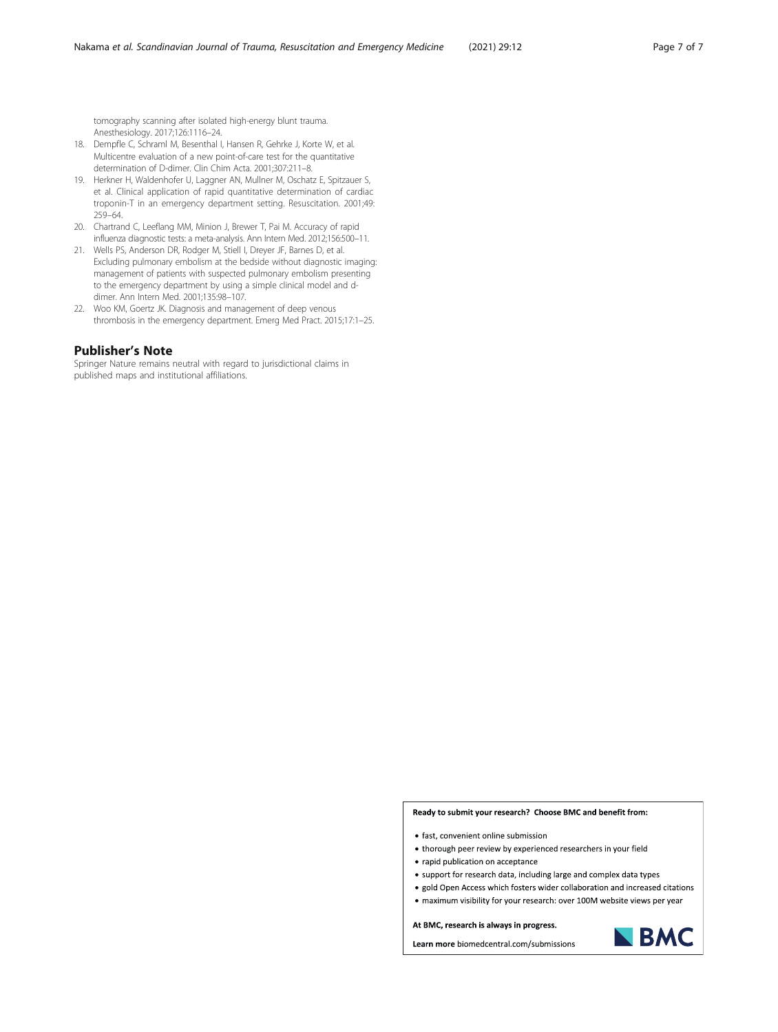tomography scanning after isolated high-energy blunt trauma. Anesthesiology. 2017;126:1116–24.

18. Dempfle C, Schraml M, Besenthal I, Hansen R, Gehrke J, Korte W, et al. Multicentre evaluation of a new point-of-care test for the quantitative determination of D-dimer. Clin Chim Acta. 2001;307:211–8.
19. Herkner H, Waldenhofer U, Laggner AN, Mullner M, Oschatz E, Spitzauer S, et al. Clinical application of rapid quantitative determination of cardiac troponin-T in an emergency department setting. Resuscitation. 2001;49: 259–64.
20. Chartrand C, Leeflang MM, Minion J, Brewer T, Pai M. Accuracy of rapid influenza diagnostic tests: a meta-analysis. Ann Intern Med. 2012;156:500–11.
21. Wells PS, Anderson DR, Rodger M, Stiell I, Dreyer JF, Barnes D, et al. Excluding pulmonary embolism at the bedside without diagnostic imaging: management of patients with suspected pulmonary embolism presenting to the emergency department by using a simple clinical model and d-dimer. Ann Intern Med. 2001;135:98–107.
22. Woo KM, Goertz JK. Diagnosis and management of deep venous thrombosis in the emergency department. Emerg Med Pract. 2015;17:1–25.

## Publisher's Note

Springer Nature remains neutral with regard to jurisdictional claims in published maps and institutional affiliations.

**Ready to submit your research? Choose BMC and benefit from:**

- fast, convenient online submission
- thorough peer review by experienced researchers in your field
- rapid publication on acceptance
- support for research data, including large and complex data types
- gold Open Access which fosters wider collaboration and increased citations
- maximum visibility for your research: over 100M website views per year

**At BMC, research is always in progress.**

**Learn more** biomedcentral.com/submissions

BMC